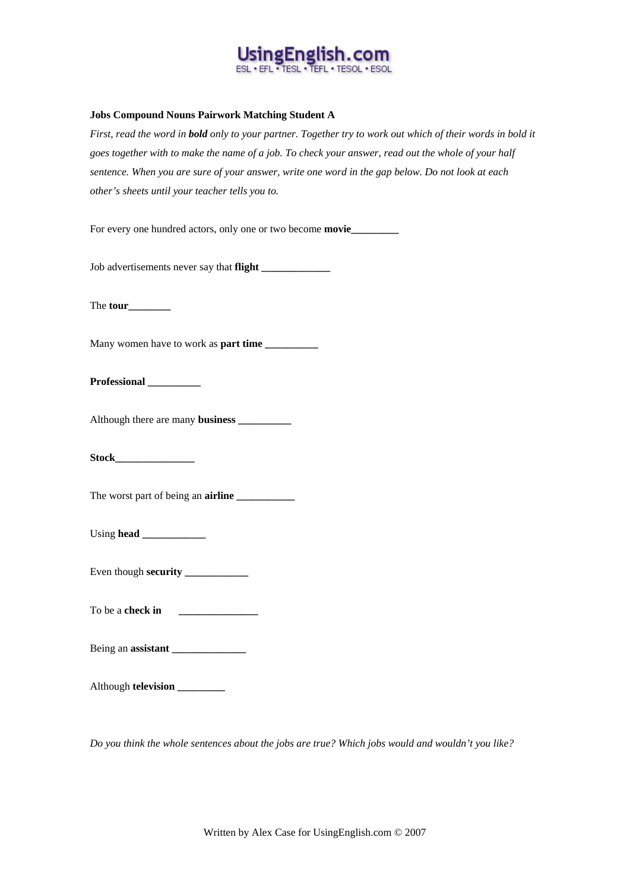UsingEnglish.com
ESL • EFL • TESL • TEFL • TESOL • ESOL

**Jobs Compound Nouns Pairwork Matching Student A**

*First, read the word in **bold** only to your partner. Together try to work out which of their words in bold it goes together with to make the name of a job. To check your answer, read out the whole of your half sentence. When you are sure of your answer, write one word in the gap below. Do not look at each other's sheets until your teacher tells you to.*

For every one hundred actors, only one or two become **movie**_________

Job advertisements never say that **flight** _____________

The **tour**________

Many women have to work as **part time** __________

**Professional** __________

Although there are many **business** __________

**Stock**_______________

The worst part of being an **airline** ___________

Using **head** ____________

Even though **security** ____________

To be a **check in** _______________

Being an **assistant** ______________

Although **television** _________

*Do you think the whole sentences about the jobs are true? Which jobs would and wouldn't you like?*

Written by Alex Case for UsingEnglish.com © 2007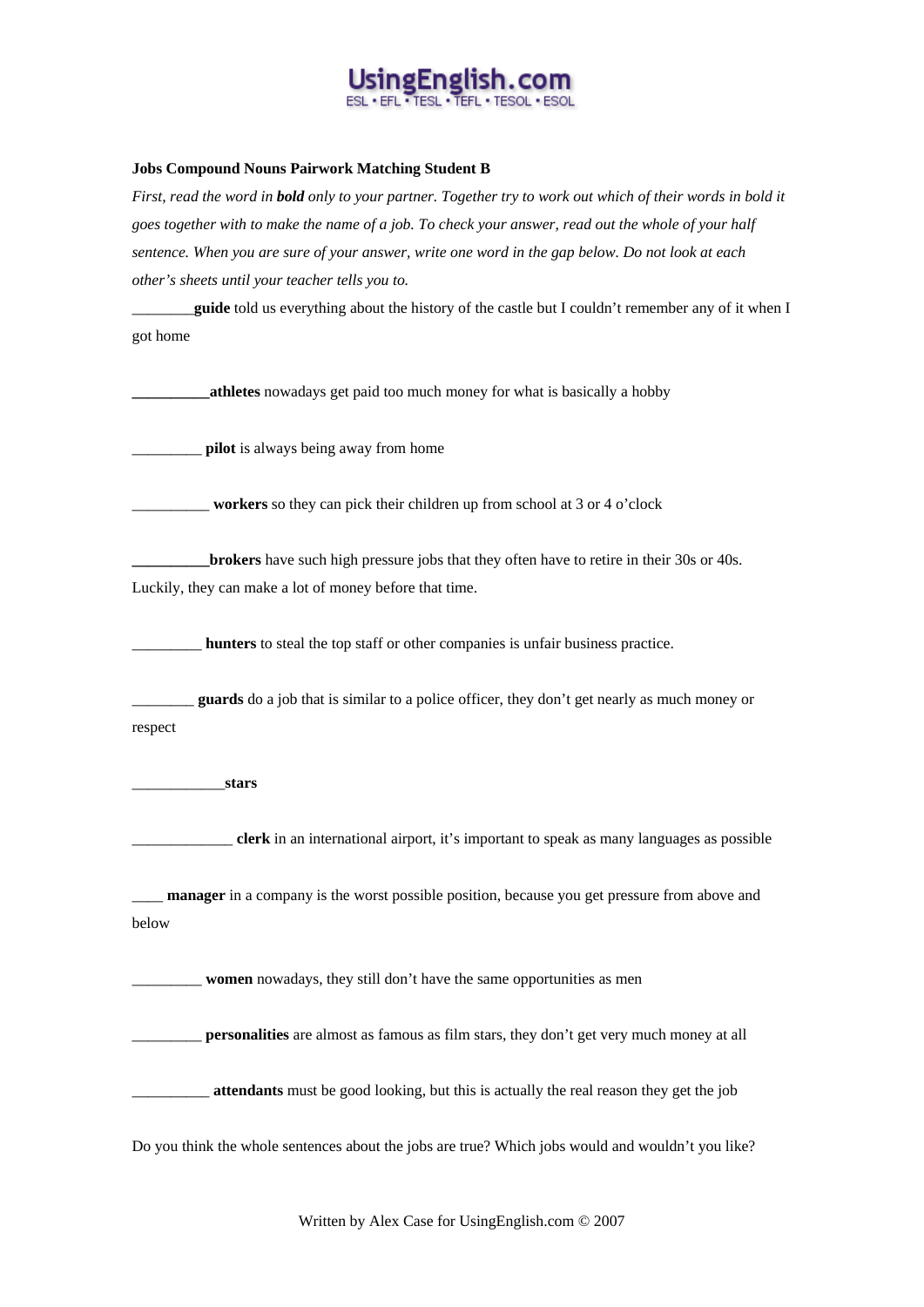**Jobs Compound Nouns Pairwork Matching Student B**

*First, read the word in **bold** only to your partner. Together try to work out which of their words in bold it goes together with to make the name of a job. To check your answer, read out the whole of your half sentence. When you are sure of your answer, write one word in the gap below. Do not look at each other's sheets until your teacher tells you to.*

________**guide** told us everything about the history of the castle but I couldn't remember any of it when I got home

__________**athletes** nowadays get paid too much money for what is basically a hobby

_________ **pilot** is always being away from home

__________ **workers** so they can pick their children up from school at 3 or 4 o'clock

__________**brokers** have such high pressure jobs that they often have to retire in their 30s or 40s. Luckily, they can make a lot of money before that time.

_________ **hunters** to steal the top staff or other companies is unfair business practice.

________ **guards** do a job that is similar to a police officer, they don't get nearly as much money or respect

____________**stars**

_____________ **clerk** in an international airport, it's important to speak as many languages as possible

____ **manager** in a company is the worst possible position, because you get pressure from above and below

_________ **women** nowadays, they still don't have the same opportunities as men

_________ **personalities** are almost as famous as film stars, they don't get very much money at all

__________ **attendants** must be good looking, but this is actually the real reason they get the job

Do you think the whole sentences about the jobs are true? Which jobs would and wouldn't you like?

Written by Alex Case for UsingEnglish.com © 2007